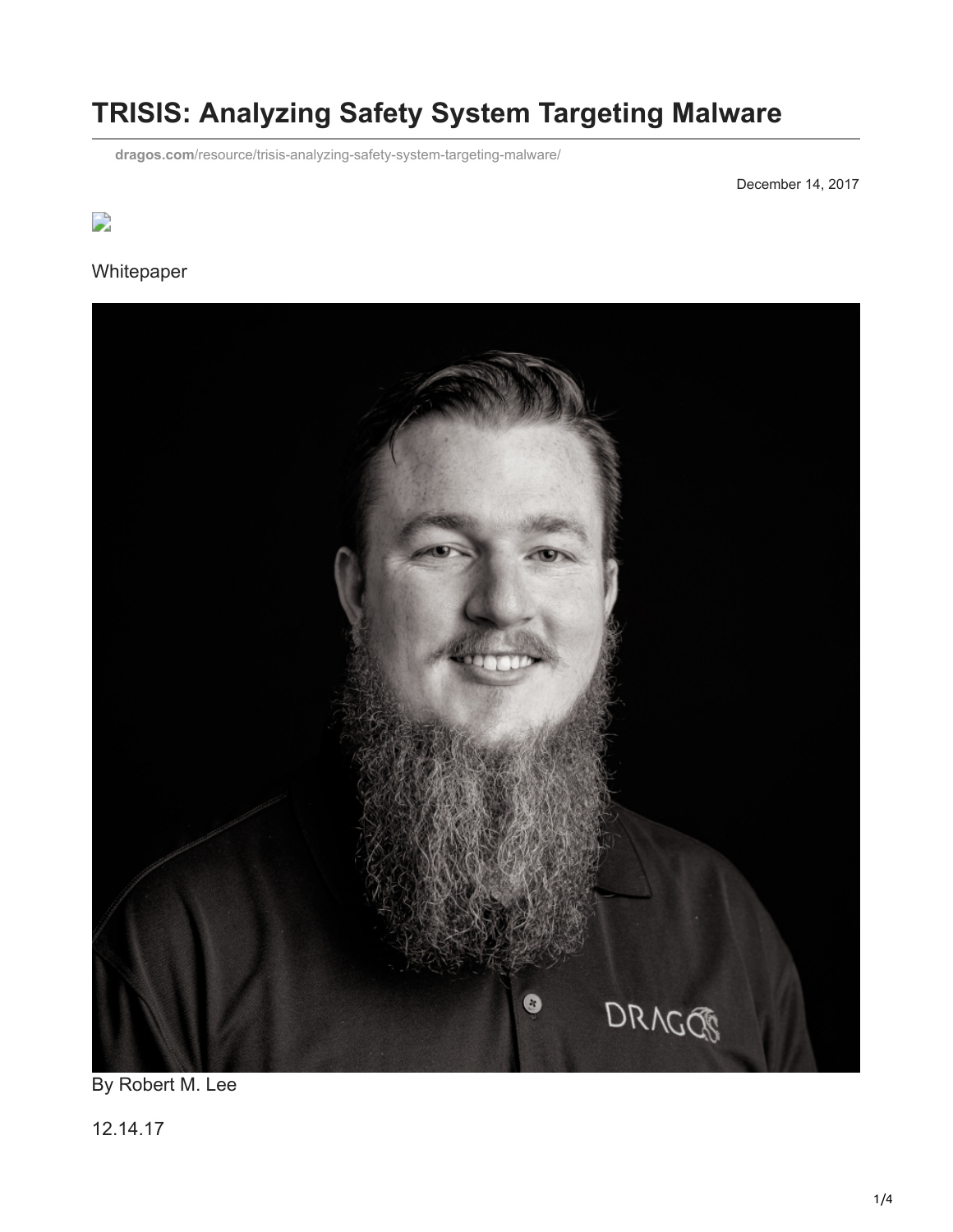# TRISIS: Analyzing Safety System Targeting Malware

dragos.com/resource/trisis-analyzing-safety-system-targeting-malware/

December 14, 2017

Whitepaper

By Robert M. Lee

12.14.17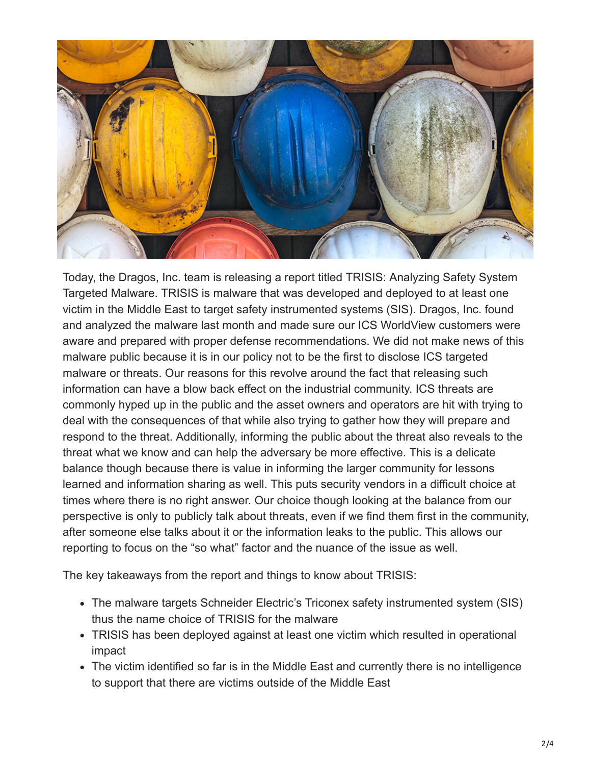Today, the Dragos, Inc. team is releasing a report titled TRISIS: Analyzing Safety System Targeted Malware. TRISIS is malware that was developed and deployed to at least one victim in the Middle East to target safety instrumented systems (SIS). Dragos, Inc. found and analyzed the malware last month and made sure our ICS WorldView customers were aware and prepared with proper defense recommendations. We did not make news of this malware public because it is in our policy not to be the first to disclose ICS targeted malware or threats. Our reasons for this revolve around the fact that releasing such information can have a blow back effect on the industrial community. ICS threats are commonly hyped up in the public and the asset owners and operators are hit with trying to deal with the consequences of that while also trying to gather how they will prepare and respond to the threat. Additionally, informing the public about the threat also reveals to the threat what we know and can help the adversary be more effective. This is a delicate balance though because there is value in informing the larger community for lessons learned and information sharing as well. This puts security vendors in a difficult choice at times where there is no right answer. Our choice though looking at the balance from our perspective is only to publicly talk about threats, even if we find them first in the community, after someone else talks about it or the information leaks to the public. This allows our reporting to focus on the "so what" factor and the nuance of the issue as well.

The key takeaways from the report and things to know about TRISIS:

- The malware targets Schneider Electric's Triconex safety instrumented system (SIS) thus the name choice of TRISIS for the malware
- TRISIS has been deployed against at least one victim which resulted in operational impact
- The victim identified so far is in the Middle East and currently there is no intelligence to support that there are victims outside of the Middle East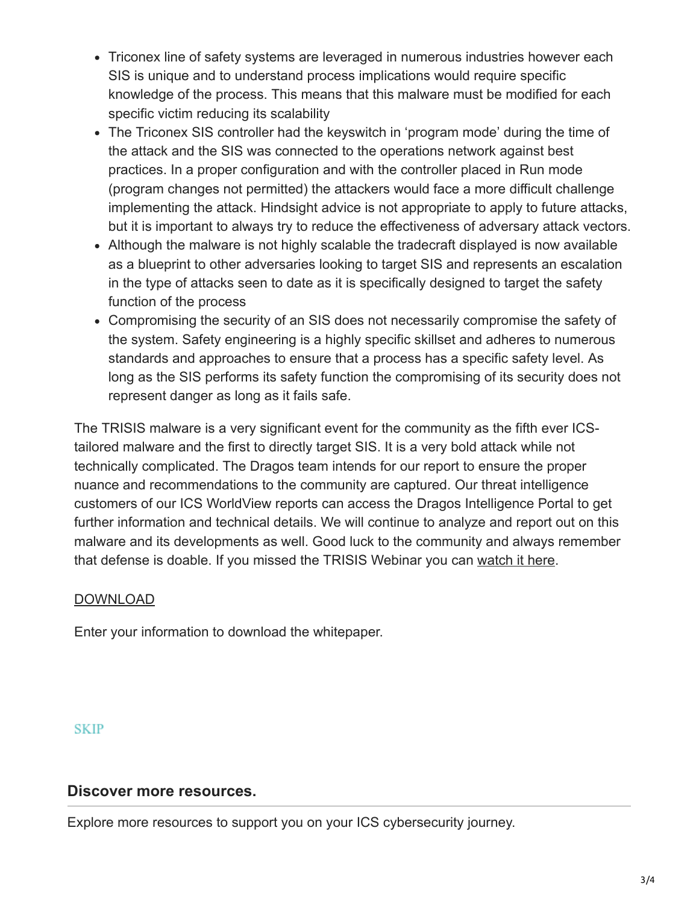- Triconex line of safety systems are leveraged in numerous industries however each SIS is unique and to understand process implications would require specific knowledge of the process. This means that this malware must be modified for each specific victim reducing its scalability
- The Triconex SIS controller had the keyswitch in 'program mode' during the time of the attack and the SIS was connected to the operations network against best practices. In a proper configuration and with the controller placed in Run mode (program changes not permitted) the attackers would face a more difficult challenge implementing the attack. Hindsight advice is not appropriate to apply to future attacks, but it is important to always try to reduce the effectiveness of adversary attack vectors.
- Although the malware is not highly scalable the tradecraft displayed is now available as a blueprint to other adversaries looking to target SIS and represents an escalation in the type of attacks seen to date as it is specifically designed to target the safety function of the process
- Compromising the security of an SIS does not necessarily compromise the safety of the system. Safety engineering is a highly specific skillset and adheres to numerous standards and approaches to ensure that a process has a specific safety level. As long as the SIS performs its safety function the compromising of its security does not represent danger as long as it fails safe.

The TRISIS malware is a very significant event for the community as the fifth ever ICS-tailored malware and the first to directly target SIS. It is a very bold attack while not technically complicated. The Dragos team intends for our report to ensure the proper nuance and recommendations to the community are captured. Our threat intelligence customers of our ICS WorldView reports can access the Dragos Intelligence Portal to get further information and technical details. We will continue to analyze and report out on this malware and its developments as well. Good luck to the community and always remember that defense is doable. If you missed the TRISIS Webinar you can watch it here.

DOWNLOAD

Enter your information to download the whitepaper.

SKIP

### Discover more resources.

Explore more resources to support you on your ICS cybersecurity journey.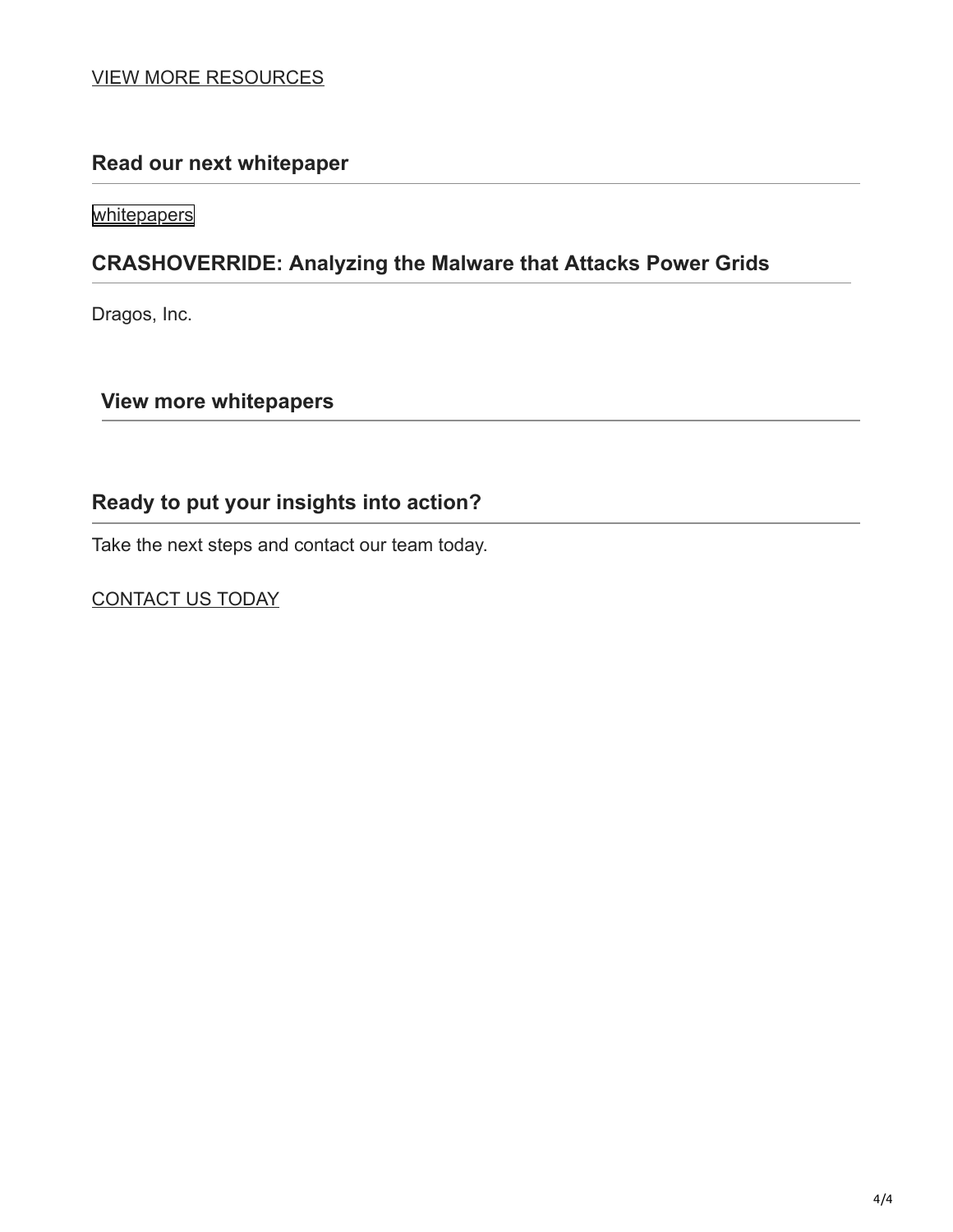VIEW MORE RESOURCES

## Read our next whitepaper

whitepapers

## CRASHOVERRIDE: Analyzing the Malware that Attacks Power Grids

Dragos, Inc.

## View more whitepapers

## Ready to put your insights into action?

Take the next steps and contact our team today.

CONTACT US TODAY